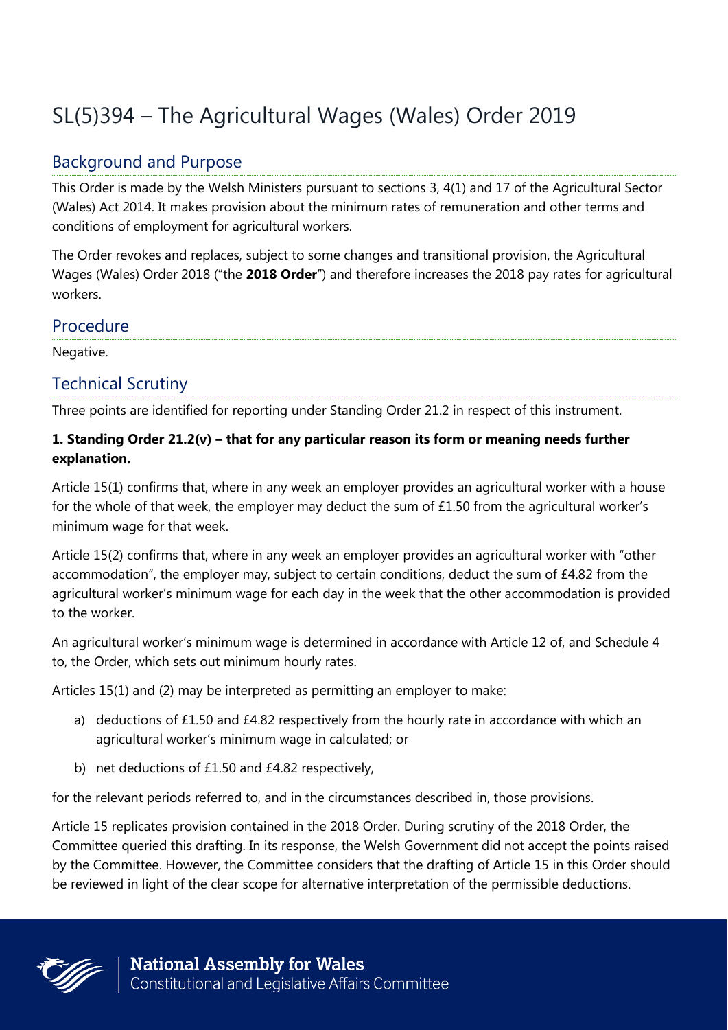# SL(5)394 – The Agricultural Wages (Wales) Order 2019

## Background and Purpose

This Order is made by the Welsh Ministers pursuant to sections 3, 4(1) and 17 of the Agricultural Sector (Wales) Act 2014. It makes provision about the minimum rates of remuneration and other terms and conditions of employment for agricultural workers.

The Order revokes and replaces, subject to some changes and transitional provision, the Agricultural Wages (Wales) Order 2018 ("the **2018 Order**") and therefore increases the 2018 pay rates for agricultural workers.

## Procedure

Negative.

## Technical Scrutiny

Three points are identified for reporting under Standing Order 21.2 in respect of this instrument.

**1. Standing Order 21.2(v) – that for any particular reason its form or meaning needs further explanation.**

Article 15(1) confirms that, where in any week an employer provides an agricultural worker with a house for the whole of that week, the employer may deduct the sum of £1.50 from the agricultural worker's minimum wage for that week.

Article 15(2) confirms that, where in any week an employer provides an agricultural worker with "other accommodation", the employer may, subject to certain conditions, deduct the sum of £4.82 from the agricultural worker's minimum wage for each day in the week that the other accommodation is provided to the worker.

An agricultural worker's minimum wage is determined in accordance with Article 12 of, and Schedule 4 to, the Order, which sets out minimum hourly rates.

Articles 15(1) and (2) may be interpreted as permitting an employer to make:

a) deductions of £1.50 and £4.82 respectively from the hourly rate in accordance with which an agricultural worker's minimum wage in calculated; or

b) net deductions of £1.50 and £4.82 respectively,

for the relevant periods referred to, and in the circumstances described in, those provisions.

Article 15 replicates provision contained in the 2018 Order. During scrutiny of the 2018 Order, the Committee queried this drafting. In its response, the Welsh Government did not accept the points raised by the Committee. However, the Committee considers that the drafting of Article 15 in this Order should be reviewed in light of the clear scope for alternative interpretation of the permissible deductions.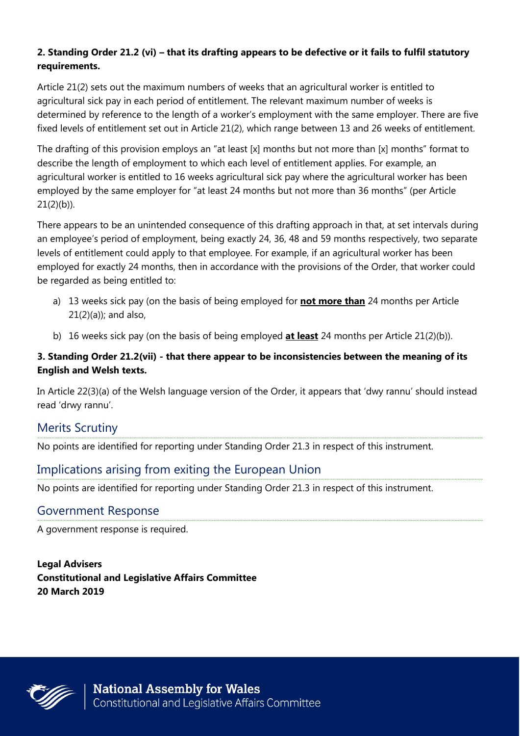**2. Standing Order 21.2 (vi) – that its drafting appears to be defective or it fails to fulfil statutory requirements.**

Article 21(2) sets out the maximum numbers of weeks that an agricultural worker is entitled to agricultural sick pay in each period of entitlement. The relevant maximum number of weeks is determined by reference to the length of a worker's employment with the same employer. There are five fixed levels of entitlement set out in Article 21(2), which range between 13 and 26 weeks of entitlement.

The drafting of this provision employs an "at least [x] months but not more than [x] months" format to describe the length of employment to which each level of entitlement applies. For example, an agricultural worker is entitled to 16 weeks agricultural sick pay where the agricultural worker has been employed by the same employer for "at least 24 months but not more than 36 months" (per Article 21(2)(b)).

There appears to be an unintended consequence of this drafting approach in that, at set intervals during an employee's period of employment, being exactly 24, 36, 48 and 59 months respectively, two separate levels of entitlement could apply to that employee. For example, if an agricultural worker has been employed for exactly 24 months, then in accordance with the provisions of the Order, that worker could be regarded as being entitled to:

a) 13 weeks sick pay (on the basis of being employed for **not more than** 24 months per Article 21(2)(a)); and also,

b) 16 weeks sick pay (on the basis of being employed **at least** 24 months per Article 21(2)(b)).

**3. Standing Order 21.2(vii) - that there appear to be inconsistencies between the meaning of its English and Welsh texts.**

In Article 22(3)(a) of the Welsh language version of the Order, it appears that 'dwy rannu' should instead read 'drwy rannu'.

## Merits Scrutiny

No points are identified for reporting under Standing Order 21.3 in respect of this instrument.

## Implications arising from exiting the European Union

No points are identified for reporting under Standing Order 21.3 in respect of this instrument.

## Government Response

A government response is required.

**Legal Advisers**
**Constitutional and Legislative Affairs Committee**
**20 March 2019**

**National Assembly for Wales**
Constitutional and Legislative Affairs Committee